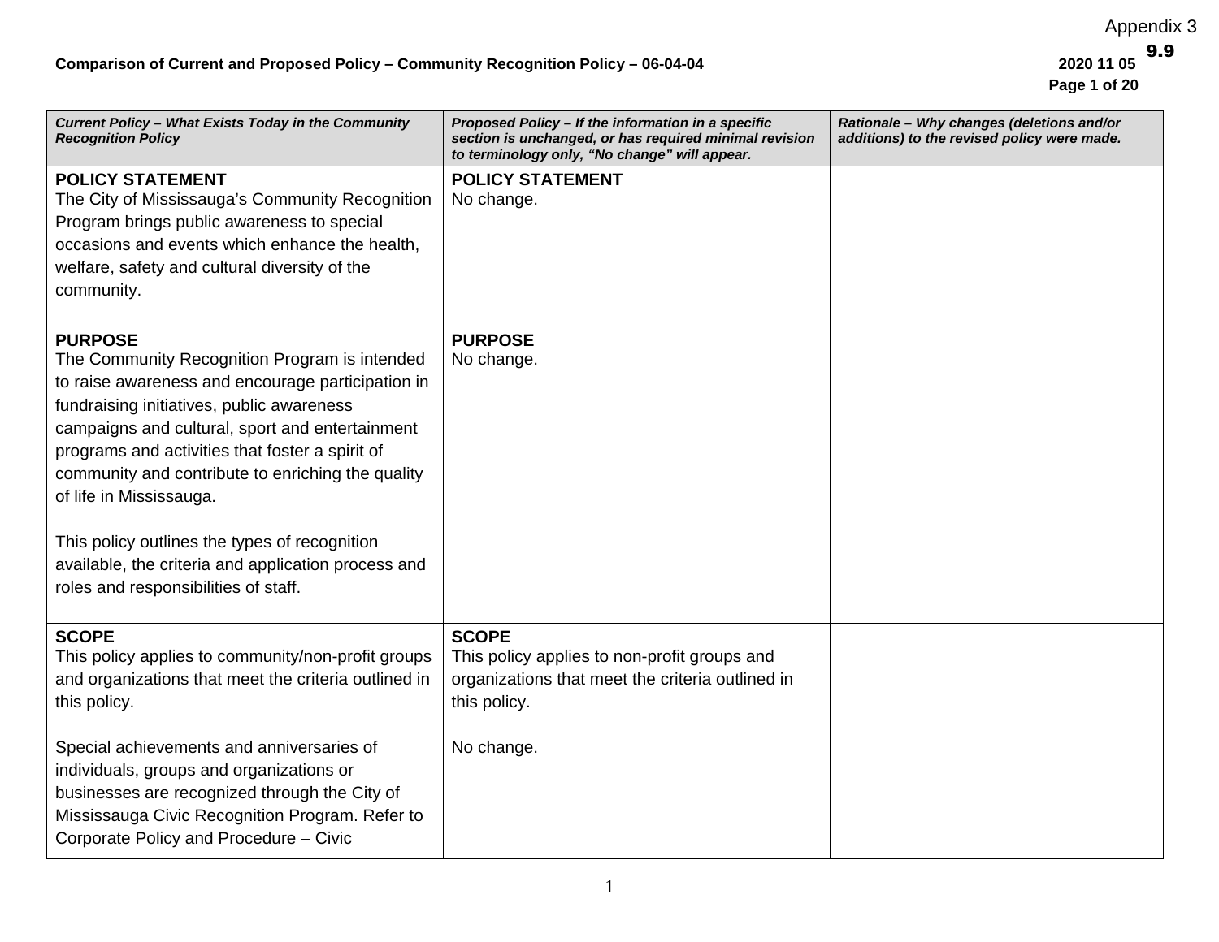Appendix 3

**Comparison of Current and Proposed Policy – Community Recognition Policy – 06-04-04**

**2020 11 05**

| ***Current Policy – What Exists Today in the Community Recognition Policy*** | ***Proposed Policy – If the information in a specific section is unchanged, or has required minimal revision to terminology only, "No change" will appear.*** | ***Rationale – Why changes (deletions and/or additions) to the revised policy were made.*** |
|---|---|---|
| **POLICY STATEMENT**<br>The City of Mississauga's Community Recognition Program brings public awareness to special occasions and events which enhance the health, welfare, safety and cultural diversity of the community. | **POLICY STATEMENT**<br>No change. | |
| **PURPOSE**<br>The Community Recognition Program is intended to raise awareness and encourage participation in fundraising initiatives, public awareness campaigns and cultural, sport and entertainment programs and activities that foster a spirit of community and contribute to enriching the quality of life in Mississauga.<br><br>This policy outlines the types of recognition available, the criteria and application process and roles and responsibilities of staff. | **PURPOSE**<br>No change. | |
| **SCOPE**<br>This policy applies to community/non-profit groups and organizations that meet the criteria outlined in this policy.<br><br>Special achievements and anniversaries of individuals, groups and organizations or businesses are recognized through the City of Mississauga Civic Recognition Program. Refer to Corporate Policy and Procedure – Civic | **SCOPE**<br>This policy applies to non-profit groups and organizations that meet the criteria outlined in this policy.<br><br>No change. | |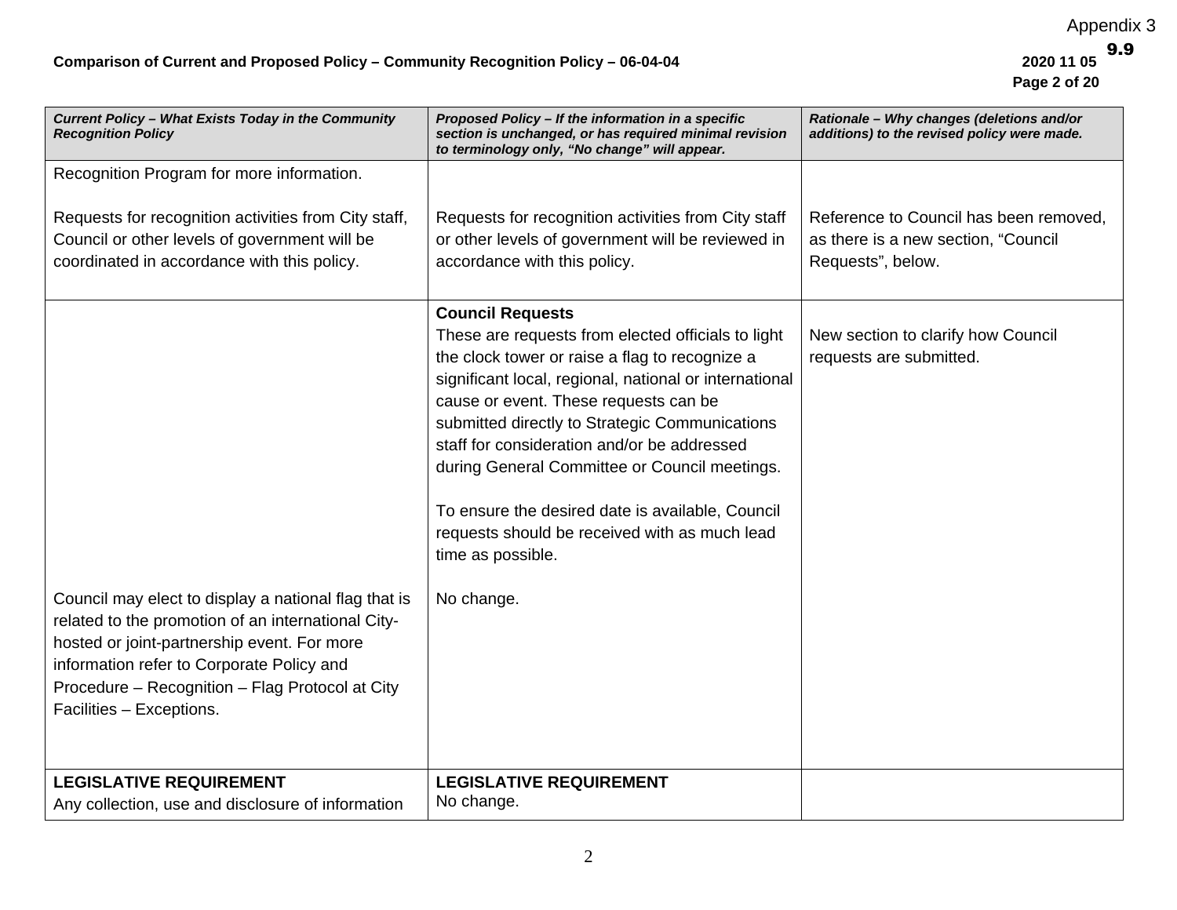| *Current Policy – What Exists Today in the Community Recognition Policy* | *Proposed Policy – If the information in a specific section is unchanged, or has required minimal revision to terminology only, "No change" will appear.* | *Rationale – Why changes (deletions and/or additions) to the revised policy were made.* |
|---|---|---|
| Recognition Program for more information.<br><br>Requests for recognition activities from City staff, Council or other levels of government will be coordinated in accordance with this policy. | <br><br>Requests for recognition activities from City staff or other levels of government will be reviewed in accordance with this policy. | <br><br>Reference to Council has been removed, as there is a new section, "Council Requests", below. |
| <br><br><br><br><br><br><br><br><br><br><br><br>Council may elect to display a national flag that is related to the promotion of an international City-hosted or joint-partnership event. For more information refer to Corporate Policy and Procedure – Recognition – Flag Protocol at City Facilities – Exceptions. | **Council Requests**<br>These are requests from elected officials to light the clock tower or raise a flag to recognize a significant local, regional, national or international cause or event. These requests can be submitted directly to Strategic Communications staff for consideration and/or be addressed during General Committee or Council meetings.<br><br>To ensure the desired date is available, Council requests should be received with as much lead time as possible.<br><br>No change. | <br>New section to clarify how Council requests are submitted. |
| **LEGISLATIVE REQUIREMENT**<br>Any collection, use and disclosure of information | **LEGISLATIVE REQUIREMENT**<br>No change. | |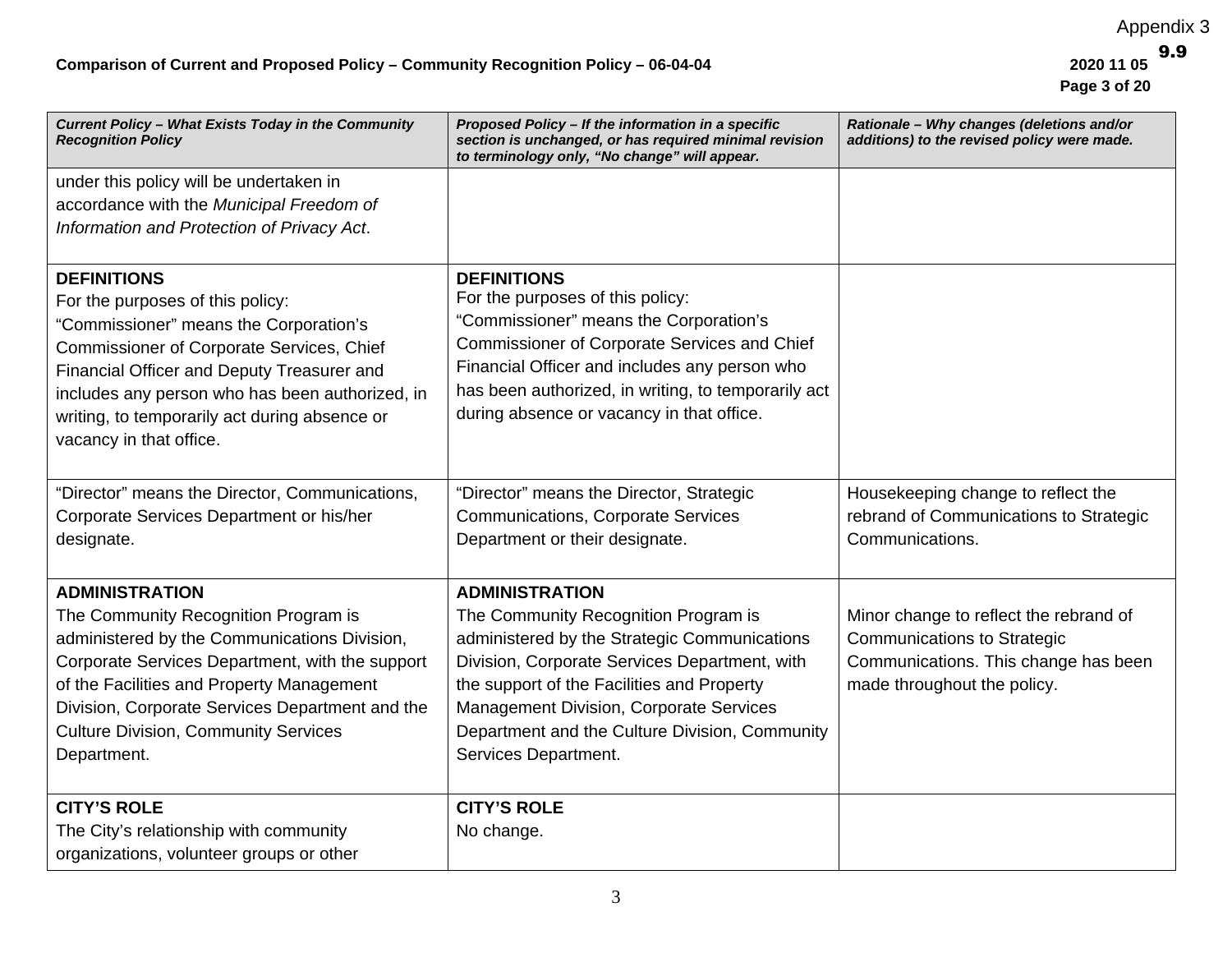| *Current Policy – What Exists Today in the Community Recognition Policy* | *Proposed Policy – If the information in a specific section is unchanged, or has required minimal revision to terminology only, "No change" will appear.* | *Rationale – Why changes (deletions and/or additions) to the revised policy were made.* |
|---|---|---|
| under this policy will be undertaken in accordance with the *Municipal Freedom of Information and Protection of Privacy Act*. | | |
| **DEFINITIONS**<br>For the purposes of this policy:<br>"Commissioner" means the Corporation's Commissioner of Corporate Services, Chief Financial Officer and Deputy Treasurer and includes any person who has been authorized, in writing, to temporarily act during absence or vacancy in that office. | **DEFINITIONS**<br>For the purposes of this policy:<br>"Commissioner" means the Corporation's Commissioner of Corporate Services and Chief Financial Officer and includes any person who has been authorized, in writing, to temporarily act during absence or vacancy in that office. | |
| "Director" means the Director, Communications, Corporate Services Department or his/her designate. | "Director" means the Director, Strategic Communications, Corporate Services Department or their designate. | Housekeeping change to reflect the rebrand of Communications to Strategic Communications. |
| **ADMINISTRATION**<br>The Community Recognition Program is administered by the Communications Division, Corporate Services Department, with the support of the Facilities and Property Management Division, Corporate Services Department and the Culture Division, Community Services Department. | **ADMINISTRATION**<br>The Community Recognition Program is administered by the Strategic Communications Division, Corporate Services Department, with the support of the Facilities and Property Management Division, Corporate Services Department and the Culture Division, Community Services Department. | Minor change to reflect the rebrand of Communications to Strategic Communications. This change has been made throughout the policy. |
| **CITY'S ROLE**<br>The City's relationship with community organizations, volunteer groups or other | **CITY'S ROLE**<br>No change. | |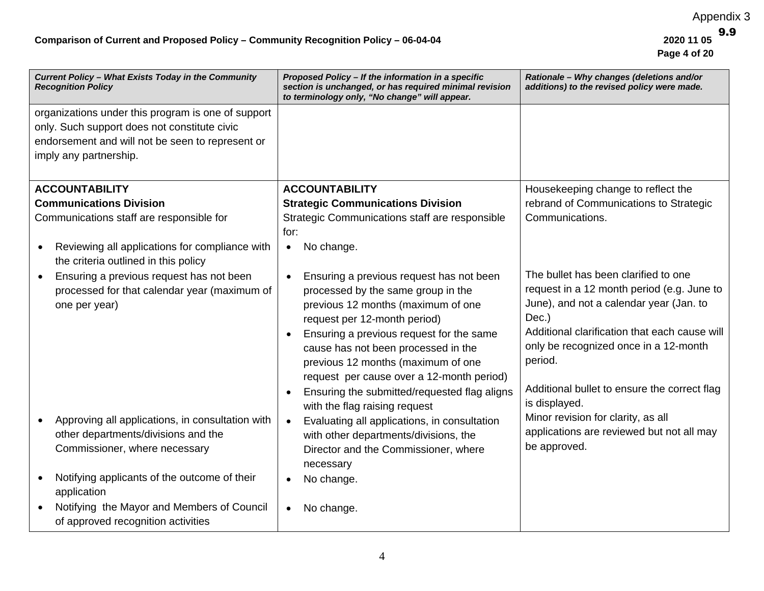| Current Policy – What Exists Today in the Community Recognition Policy | Proposed Policy – If the information in a specific section is unchanged, or has required minimal revision to terminology only, "No change" will appear. | Rationale – Why changes (deletions and/or additions) to the revised policy were made. |
|---|---|---|
| organizations under this program is one of support only. Such support does not constitute civic endorsement and will not be seen to represent or imply any partnership. | | |
| **ACCOUNTABILITY**<br>**Communications Division**<br>Communications staff are responsible for | **ACCOUNTABILITY**<br>**Strategic Communications Division**<br>Strategic Communications staff are responsible for: | Housekeeping change to reflect the rebrand of Communications to Strategic Communications. |
| • Reviewing all applications for compliance with the criteria outlined in this policy | • No change. | |
| • Ensuring a previous request has not been processed for that calendar year (maximum of one per year) | • Ensuring a previous request has not been processed by the same group in the previous 12 months (maximum of one request per 12-month period) | The bullet has been clarified to one request in a 12 month period (e.g. June to June), and not a calendar year (Jan. to Dec.) |
| | • Ensuring a previous request for the same cause has not been processed in the previous 12 months (maximum of one request per cause over a 12-month period) | Additional clarification that each cause will only be recognized once in a 12-month period. |
| | • Ensuring the submitted/requested flag aligns with the flag raising request | Additional bullet to ensure the correct flag is displayed. |
| • Approving all applications, in consultation with other departments/divisions and the Commissioner, where necessary | • Evaluating all applications, in consultation with other departments/divisions, the Director and the Commissioner, where necessary | Minor revision for clarity, as all applications are reviewed but not all may be approved. |
| • Notifying applicants of the outcome of their application | • No change. | |
| • Notifying the Mayor and Members of Council of approved recognition activities | • No change. | |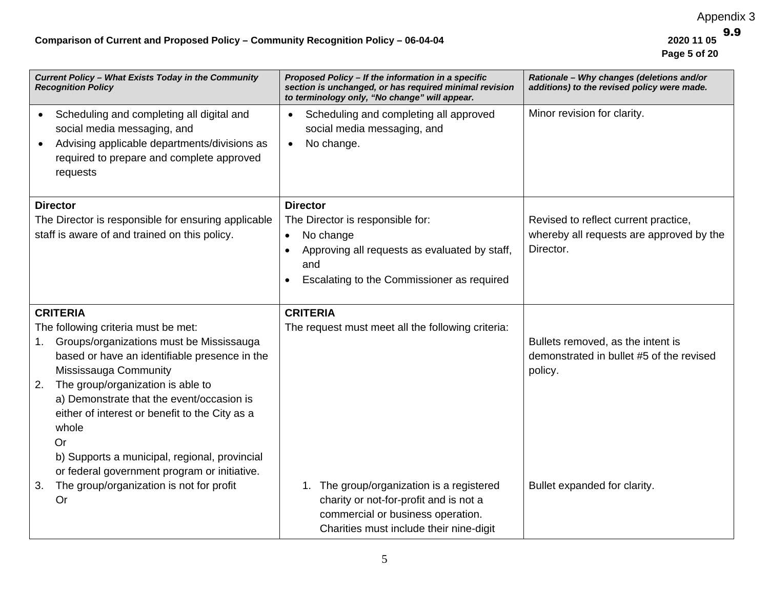| *Current Policy – What Exists Today in the Community Recognition Policy* | *Proposed Policy – If the information in a specific section is unchanged, or has required minimal revision to terminology only, "No change" will appear.* | *Rationale – Why changes (deletions and/or additions) to the revised policy were made.* |
|---|---|---|
| • Scheduling and completing all digital and social media messaging, and<br>• Advising applicable departments/divisions as required to prepare and complete approved requests | • Scheduling and completing all approved social media messaging, and<br>• No change. | Minor revision for clarity. |
| **Director**<br>The Director is responsible for ensuring applicable staff is aware of and trained on this policy. | **Director**<br>The Director is responsible for:<br>• No change<br>• Approving all requests as evaluated by staff, and<br>• Escalating to the Commissioner as required | Revised to reflect current practice, whereby all requests are approved by the Director. |
| **CRITERIA**<br>The following criteria must be met:<br>1. Groups/organizations must be Mississauga based or have an identifiable presence in the Mississauga Community<br>2. The group/organization is able to<br>a) Demonstrate that the event/occasion is either of interest or benefit to the City as a whole<br>Or<br>b) Supports a municipal, regional, provincial or federal government program or initiative.<br>3. The group/organization is not for profit<br>Or | **CRITERIA**<br>The request must meet all the following criteria:<br><br><br><br><br><br><br><br>1. The group/organization is a registered charity or not-for-profit and is not a commercial or business operation. Charities must include their nine-digit | <br><br>Bullets removed, as the intent is demonstrated in bullet #5 of the revised policy.<br><br><br><br><br><br>Bullet expanded for clarity. |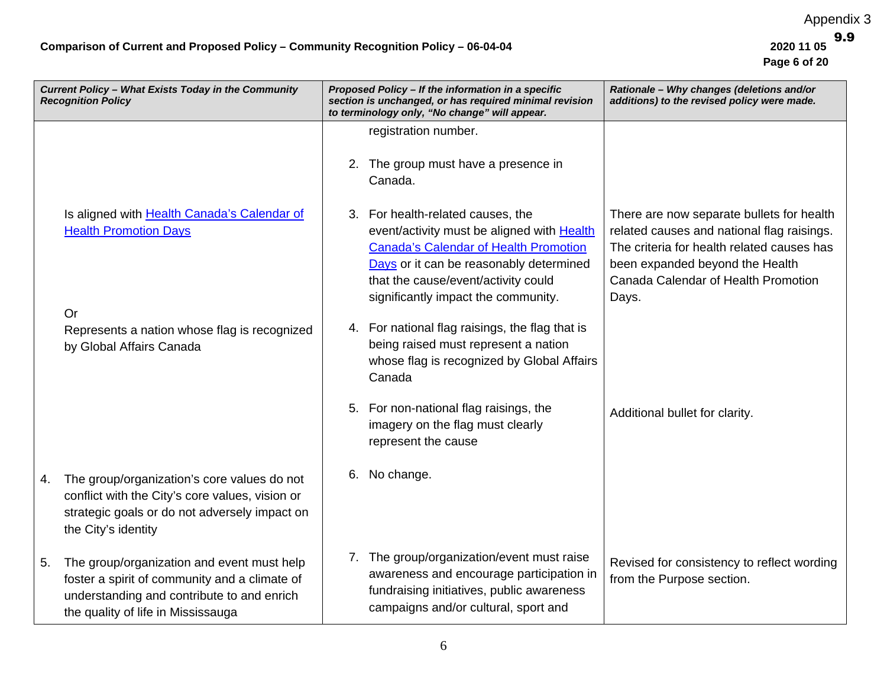**Comparison of Current and Proposed Policy – Community Recognition Policy – 06-04-04**

| *Current Policy – What Exists Today in the Community Recognition Policy* | *Proposed Policy – If the information in a specific section is unchanged, or has required minimal revision to terminology only, "No change" will appear.* | *Rationale – Why changes (deletions and/or additions) to the revised policy were made.* |
|---|---|---|
| | registration number. | |
| | 2. The group must have a presence in Canada. | |
| Is aligned with Health Canada's Calendar of Health Promotion Days | 3. For health-related causes, the event/activity must be aligned with Health Canada's Calendar of Health Promotion Days or it can be reasonably determined that the cause/event/activity could significantly impact the community. | There are now separate bullets for health related causes and national flag raisings. The criteria for health related causes has been expanded beyond the Health Canada Calendar of Health Promotion Days. |
| Or<br>Represents a nation whose flag is recognized by Global Affairs Canada | 4. For national flag raisings, the flag that is being raised must represent a nation whose flag is recognized by Global Affairs Canada | |
| | 5. For non-national flag raisings, the imagery on the flag must clearly represent the cause | Additional bullet for clarity. |
| 4. The group/organization's core values do not conflict with the City's core values, vision or strategic goals or do not adversely impact on the City's identity | 6. No change. | |
| 5. The group/organization and event must help foster a spirit of community and a climate of understanding and contribute to and enrich the quality of life in Mississauga | 7. The group/organization/event must raise awareness and encourage participation in fundraising initiatives, public awareness campaigns and/or cultural, sport and | Revised for consistency to reflect wording from the Purpose section. |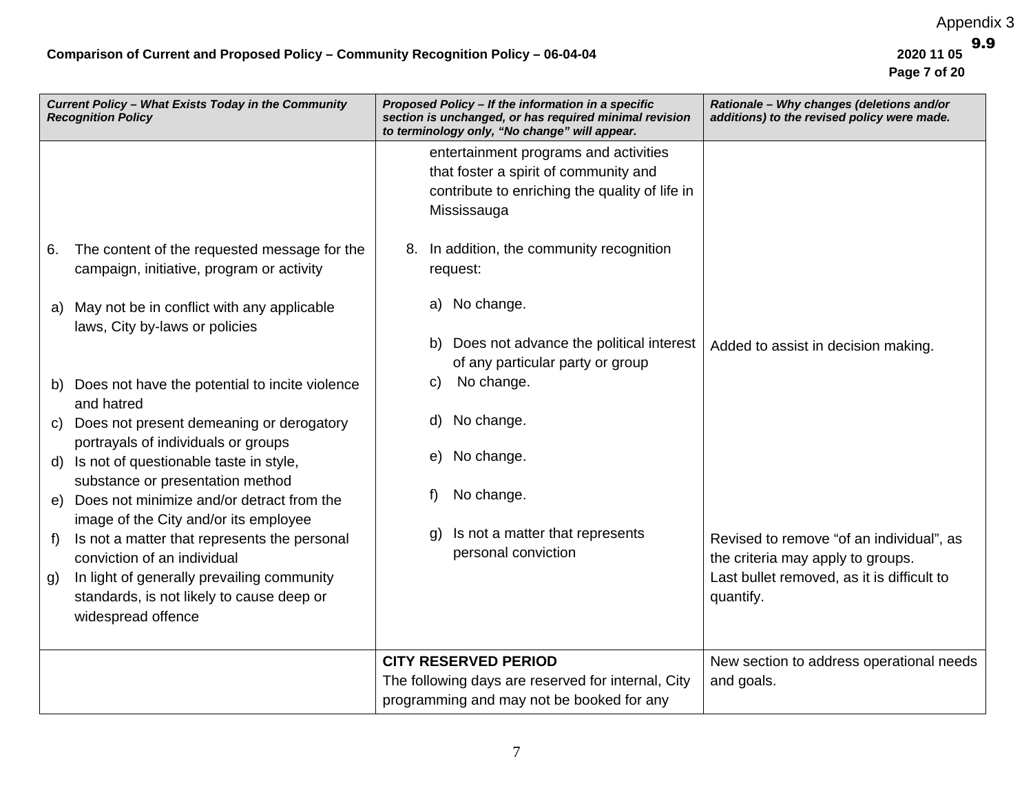Appendix 3

9.9

**Comparison of Current and Proposed Policy – Community Recognition Policy – 06-04-04**

**2020 11 05**

| *Current Policy – What Exists Today in the Community Recognition Policy* | *Proposed Policy – If the information in a specific section is unchanged, or has required minimal revision to terminology only, "No change" will appear.* | *Rationale – Why changes (deletions and/or additions) to the revised policy were made.* |
|---|---|---|
| | entertainment programs and activities that foster a spirit of community and contribute to enriching the quality of life in Mississauga | |
| 6. The content of the requested message for the campaign, initiative, program or activity | 8. In addition, the community recognition request: | |
| a) May not be in conflict with any applicable laws, City by-laws or policies | a) No change. | |
| | b) Does not advance the political interest of any particular party or group | Added to assist in decision making. |
| b) Does not have the potential to incite violence and hatred | c) No change. | |
| c) Does not present demeaning or derogatory portrayals of individuals or groups | d) No change. | |
| d) Is not of questionable taste in style, substance or presentation method | e) No change. | |
| e) Does not minimize and/or detract from the image of the City and/or its employee | f) No change. | |
| f) Is not a matter that represents the personal conviction of an individual | g) Is not a matter that represents personal conviction | Revised to remove "of an individual", as the criteria may apply to groups. |
| g) In light of generally prevailing community standards, is not likely to cause deep or widespread offence | | Last bullet removed, as it is difficult to quantify. |
| | **CITY RESERVED PERIOD**<br>The following days are reserved for internal, City programming and may not be booked for any | New section to address operational needs and goals. |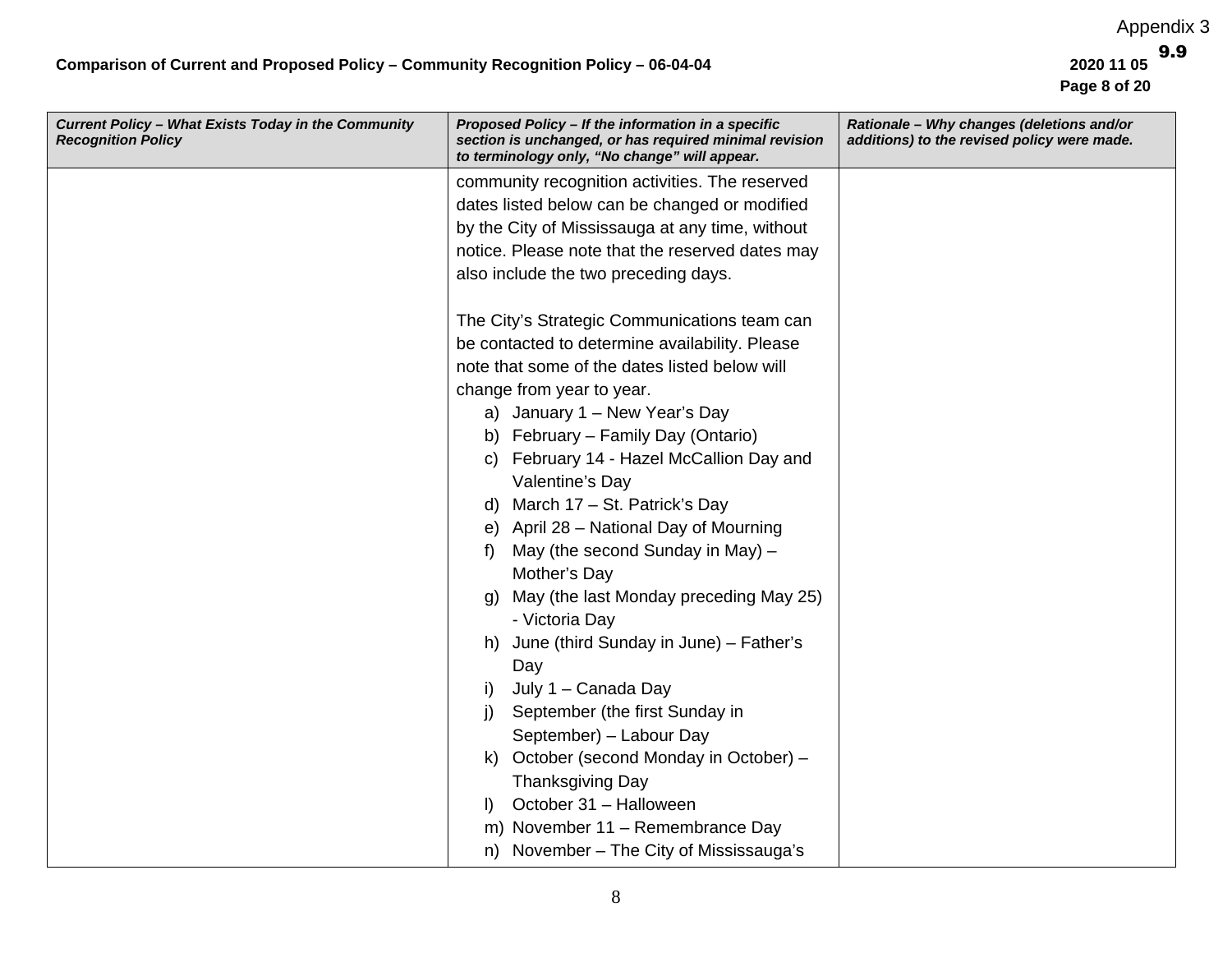| Current Policy – What Exists Today in the Community Recognition Policy | Proposed Policy – If the information in a specific section is unchanged, or has required minimal revision to terminology only, "No change" will appear. | Rationale – Why changes (deletions and/or additions) to the revised policy were made. |
|---|---|---|
| | community recognition activities. The reserved dates listed below can be changed or modified by the City of Mississauga at any time, without notice. Please note that the reserved dates may also include the two preceding days.<br><br>The City's Strategic Communications team can be contacted to determine availability. Please note that some of the dates listed below will change from year to year.<br>a) January 1 – New Year's Day<br>b) February – Family Day (Ontario)<br>c) February 14 - Hazel McCallion Day and Valentine's Day<br>d) March 17 – St. Patrick's Day<br>e) April 28 – National Day of Mourning<br>f) May (the second Sunday in May) – Mother's Day<br>g) May (the last Monday preceding May 25) - Victoria Day<br>h) June (third Sunday in June) – Father's Day<br>i) July 1 – Canada Day<br>j) September (the first Sunday in September) – Labour Day<br>k) October (second Monday in October) – Thanksgiving Day<br>l) October 31 – Halloween<br>m) November 11 – Remembrance Day<br>n) November – The City of Mississauga's | |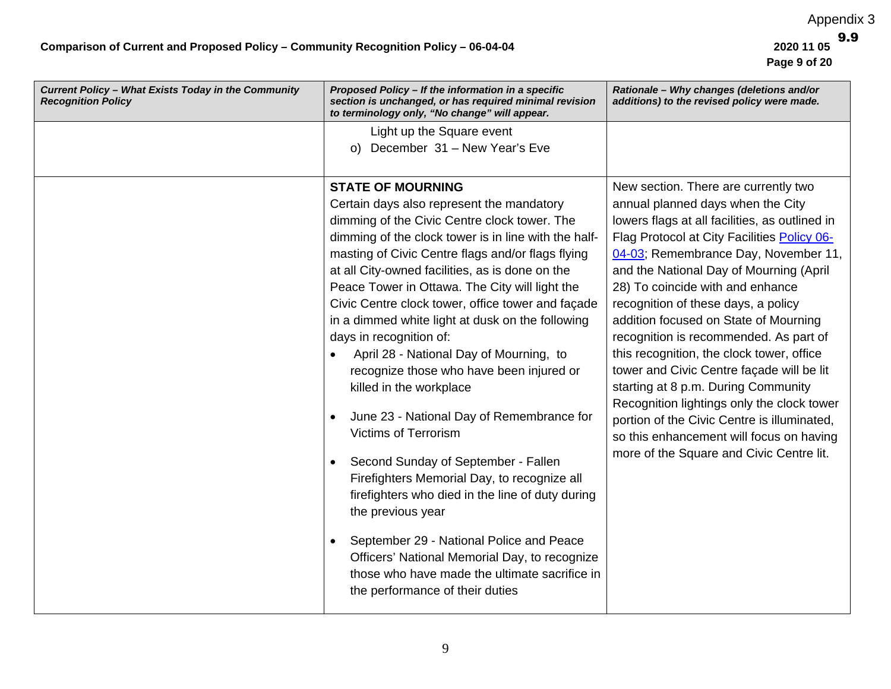| *Current Policy – What Exists Today in the Community Recognition Policy* | *Proposed Policy – If the information in a specific section is unchanged, or has required minimal revision to terminology only, "No change" will appear.* | *Rationale – Why changes (deletions and/or additions) to the revised policy were made.* |
|---|---|---|
| | Light up the Square event<br>o) December 31 – New Year's Eve | |
| | **STATE OF MOURNING**<br>Certain days also represent the mandatory dimming of the Civic Centre clock tower. The dimming of the clock tower is in line with the half-masting of Civic Centre flags and/or flags flying at all City-owned facilities, as is done on the Peace Tower in Ottawa. The City will light the Civic Centre clock tower, office tower and façade in a dimmed white light at dusk on the following days in recognition of:<br>• April 28 - National Day of Mourning, to recognize those who have been injured or killed in the workplace<br>• June 23 - National Day of Remembrance for Victims of Terrorism<br>• Second Sunday of September - Fallen Firefighters Memorial Day, to recognize all firefighters who died in the line of duty during the previous year<br>• September 29 - National Police and Peace Officers' National Memorial Day, to recognize those who have made the ultimate sacrifice in the performance of their duties | New section. There are currently two annual planned days when the City lowers flags at all facilities, as outlined in Flag Protocol at City Facilities Policy 06-04-03; Remembrance Day, November 11, and the National Day of Mourning (April 28) To coincide with and enhance recognition of these days, a policy addition focused on State of Mourning recognition is recommended. As part of this recognition, the clock tower, office tower and Civic Centre façade will be lit starting at 8 p.m. During Community Recognition lightings only the clock tower portion of the Civic Centre is illuminated, so this enhancement will focus on having more of the Square and Civic Centre lit. |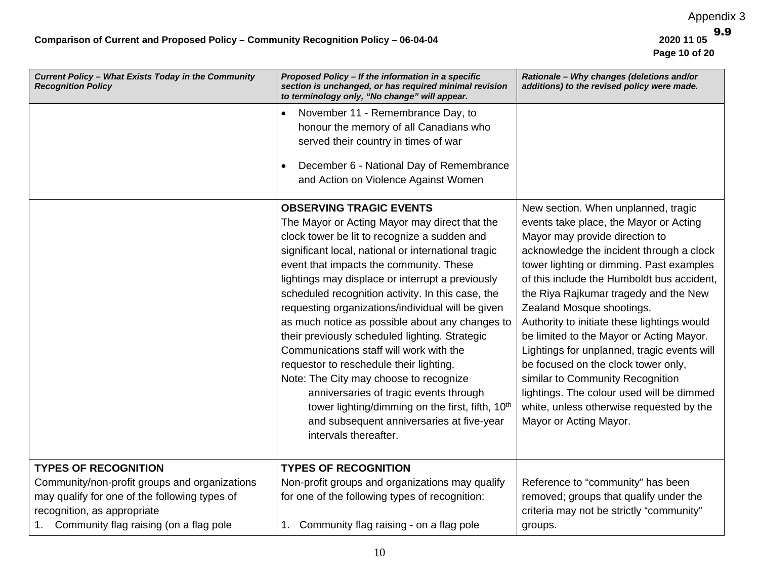| Current Policy – What Exists Today in the Community Recognition Policy | Proposed Policy – If the information in a specific section is unchanged, or has required minimal revision to terminology only, "No change" will appear. | Rationale – Why changes (deletions and/or additions) to the revised policy were made. |
|---|---|---|
| | • November 11 - Remembrance Day, to honour the memory of all Canadians who served their country in times of war<br><br>• December 6 - National Day of Remembrance and Action on Violence Against Women | |
| | **OBSERVING TRAGIC EVENTS**<br>The Mayor or Acting Mayor may direct that the clock tower be lit to recognize a sudden and significant local, national or international tragic event that impacts the community. These lightings may displace or interrupt a previously scheduled recognition activity. In this case, the requesting organizations/individual will be given as much notice as possible about any changes to their previously scheduled lighting. Strategic Communications staff will work with the requestor to reschedule their lighting.<br>Note: The City may choose to recognize anniversaries of tragic events through tower lighting/dimming on the first, fifth, 10th and subsequent anniversaries at five-year intervals thereafter. | New section. When unplanned, tragic events take place, the Mayor or Acting Mayor may provide direction to acknowledge the incident through a clock tower lighting or dimming. Past examples of this include the Humboldt bus accident, the Riya Rajkumar tragedy and the New Zealand Mosque shootings.<br>Authority to initiate these lightings would be limited to the Mayor or Acting Mayor. Lightings for unplanned, tragic events will be focused on the clock tower only, similar to Community Recognition lightings. The colour used will be dimmed white, unless otherwise requested by the Mayor or Acting Mayor. |
| **TYPES OF RECOGNITION**<br>Community/non-profit groups and organizations may qualify for one of the following types of recognition, as appropriate<br>1. Community flag raising (on a flag pole | **TYPES OF RECOGNITION**<br>Non-profit groups and organizations may qualify for one of the following types of recognition:<br><br>1. Community flag raising - on a flag pole | Reference to "community" has been removed; groups that qualify under the criteria may not be strictly "community" groups. |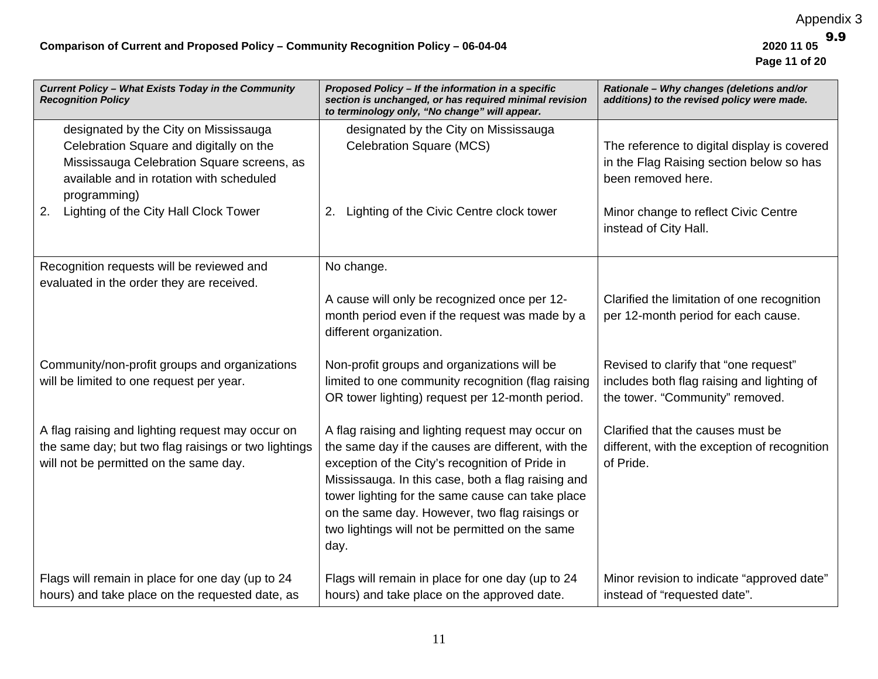| *Current Policy – What Exists Today in the Community Recognition Policy* | *Proposed Policy – If the information in a specific section is unchanged, or has required minimal revision to terminology only, "No change" will appear.* | *Rationale – Why changes (deletions and/or additions) to the revised policy were made.* |
|---|---|---|
| designated by the City on Mississauga Celebration Square and digitally on the Mississauga Celebration Square screens, as available and in rotation with scheduled programming) | designated by the City on Mississauga Celebration Square (MCS) | The reference to digital display is covered in the Flag Raising section below so has been removed here. |
| 2. Lighting of the City Hall Clock Tower | 2. Lighting of the Civic Centre clock tower | Minor change to reflect Civic Centre instead of City Hall. |
| Recognition requests will be reviewed and evaluated in the order they are received. | No change. | |
| | A cause will only be recognized once per 12-month period even if the request was made by a different organization. | Clarified the limitation of one recognition per 12-month period for each cause. |
| Community/non-profit groups and organizations will be limited to one request per year. | Non-profit groups and organizations will be limited to one community recognition (flag raising OR tower lighting) request per 12-month period. | Revised to clarify that "one request" includes both flag raising and lighting of the tower. "Community" removed. |
| A flag raising and lighting request may occur on the same day; but two flag raisings or two lightings will not be permitted on the same day. | A flag raising and lighting request may occur on the same day if the causes are different, with the exception of the City's recognition of Pride in Mississauga. In this case, both a flag raising and tower lighting for the same cause can take place on the same day. However, two flag raisings or two lightings will not be permitted on the same day. | Clarified that the causes must be different, with the exception of recognition of Pride. |
| Flags will remain in place for one day (up to 24 hours) and take place on the requested date, as | Flags will remain in place for one day (up to 24 hours) and take place on the approved date. | Minor revision to indicate "approved date" instead of "requested date". |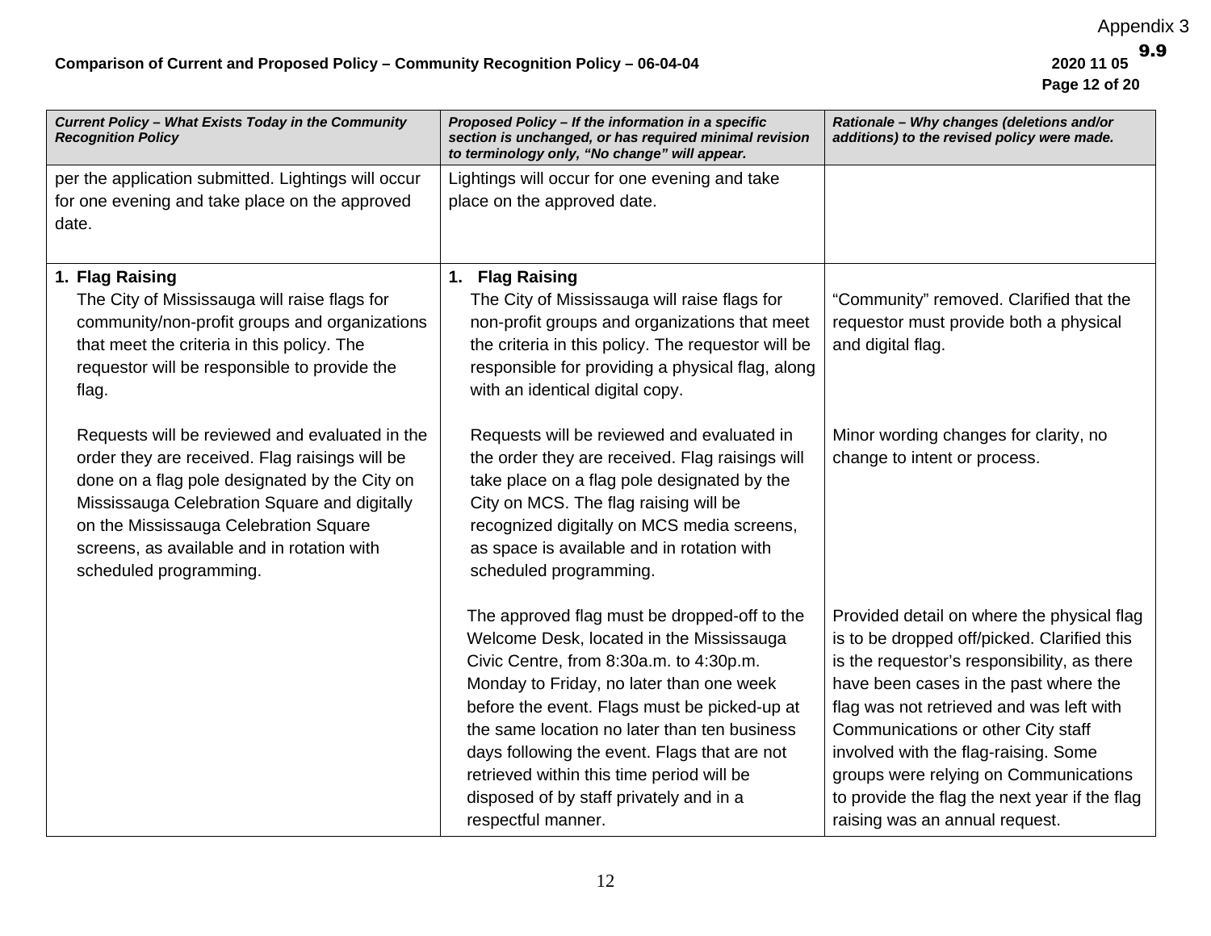| *Current Policy – What Exists Today in the Community Recognition Policy* | *Proposed Policy – If the information in a specific section is unchanged, or has required minimal revision to terminology only, “No change” will appear.* | *Rationale – Why changes (deletions and/or additions) to the revised policy were made.* |
|---|---|---|
| per the application submitted. Lightings will occur for one evening and take place on the approved date. | Lightings will occur for one evening and take place on the approved date. | |
| **1. Flag Raising**<br>The City of Mississauga will raise flags for community/non-profit groups and organizations that meet the criteria in this policy. The requestor will be responsible to provide the flag. | **1. Flag Raising**<br>The City of Mississauga will raise flags for non-profit groups and organizations that meet the criteria in this policy. The requestor will be responsible for providing a physical flag, along with an identical digital copy. | “Community” removed. Clarified that the requestor must provide both a physical and digital flag. |
| Requests will be reviewed and evaluated in the order they are received. Flag raisings will be done on a flag pole designated by the City on Mississauga Celebration Square and digitally on the Mississauga Celebration Square screens, as available and in rotation with scheduled programming. | Requests will be reviewed and evaluated in the order they are received. Flag raisings will take place on a flag pole designated by the City on MCS. The flag raising will be recognized digitally on MCS media screens, as space is available and in rotation with scheduled programming. | Minor wording changes for clarity, no change to intent or process. |
| | The approved flag must be dropped-off to the Welcome Desk, located in the Mississauga Civic Centre, from 8:30a.m. to 4:30p.m. Monday to Friday, no later than one week before the event. Flags must be picked-up at the same location no later than ten business days following the event. Flags that are not retrieved within this time period will be disposed of by staff privately and in a respectful manner. | Provided detail on where the physical flag is to be dropped off/picked. Clarified this is the requestor’s responsibility, as there have been cases in the past where the flag was not retrieved and was left with Communications or other City staff involved with the flag-raising. Some groups were relying on Communications to provide the flag the next year if the flag raising was an annual request. |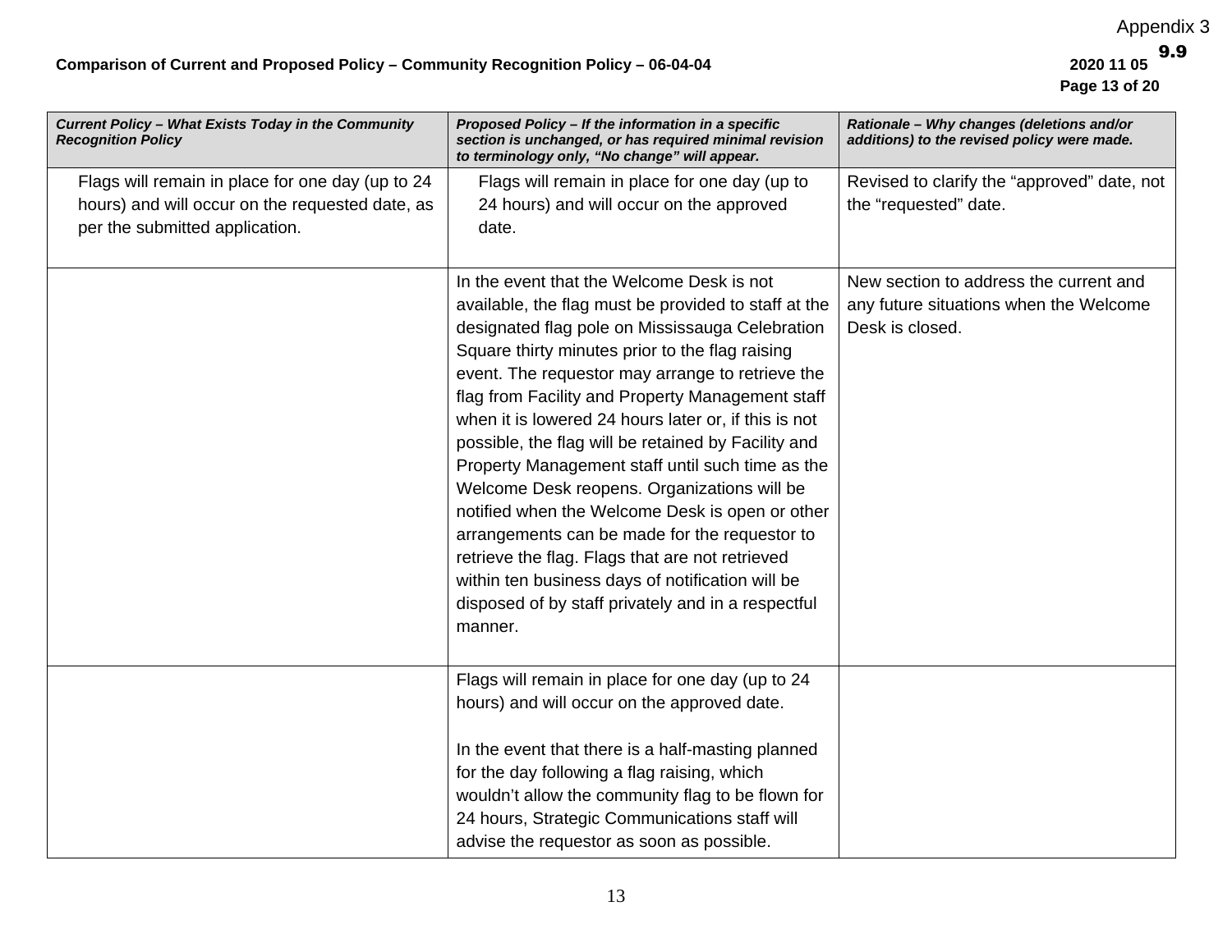| *Current Policy – What Exists Today in the Community Recognition Policy* | *Proposed Policy – If the information in a specific section is unchanged, or has required minimal revision to terminology only, "No change" will appear.* | *Rationale – Why changes (deletions and/or additions) to the revised policy were made.* |
|---|---|---|
| Flags will remain in place for one day (up to 24 hours) and will occur on the requested date, as per the submitted application. | Flags will remain in place for one day (up to 24 hours) and will occur on the approved date. | Revised to clarify the "approved" date, not the "requested" date. |
| | In the event that the Welcome Desk is not available, the flag must be provided to staff at the designated flag pole on Mississauga Celebration Square thirty minutes prior to the flag raising event. The requestor may arrange to retrieve the flag from Facility and Property Management staff when it is lowered 24 hours later or, if this is not possible, the flag will be retained by Facility and Property Management staff until such time as the Welcome Desk reopens. Organizations will be notified when the Welcome Desk is open or other arrangements can be made for the requestor to retrieve the flag. Flags that are not retrieved within ten business days of notification will be disposed of by staff privately and in a respectful manner. | New section to address the current and any future situations when the Welcome Desk is closed. |
| | Flags will remain in place for one day (up to 24 hours) and will occur on the approved date.<br><br>In the event that there is a half-masting planned for the day following a flag raising, which wouldn't allow the community flag to be flown for 24 hours, Strategic Communications staff will advise the requestor as soon as possible. | |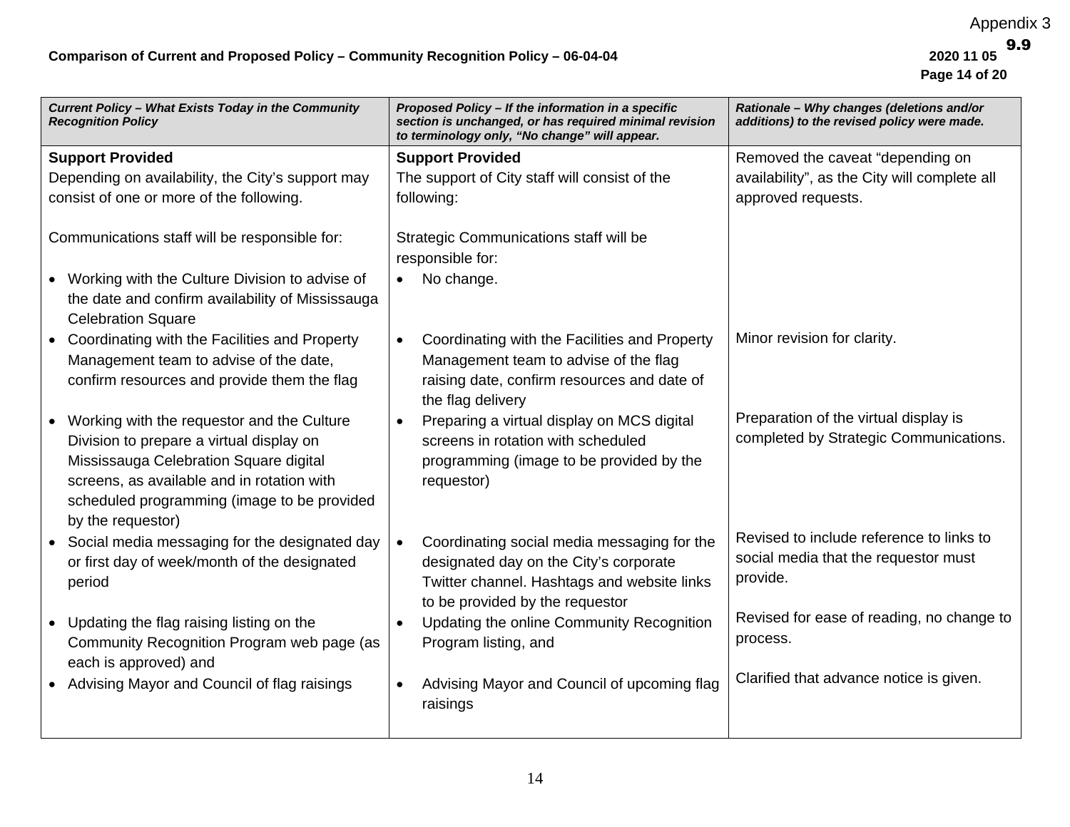| *Current Policy – What Exists Today in the Community Recognition Policy* | *Proposed Policy – If the information in a specific section is unchanged, or has required minimal revision to terminology only, "No change" will appear.* | *Rationale – Why changes (deletions and/or additions) to the revised policy were made.* |
|---|---|---|
| **Support Provided**<br>Depending on availability, the City's support may consist of one or more of the following. | **Support Provided**<br>The support of City staff will consist of the following: | Removed the caveat "depending on availability", as the City will complete all approved requests. |
| Communications staff will be responsible for: | Strategic Communications staff will be responsible for: | |
| • Working with the Culture Division to advise of the date and confirm availability of Mississauga Celebration Square | • No change. | |
| • Coordinating with the Facilities and Property Management team to advise of the date, confirm resources and provide them the flag | • Coordinating with the Facilities and Property Management team to advise of the flag raising date, confirm resources and date of the flag delivery | Minor revision for clarity. |
| • Working with the requestor and the Culture Division to prepare a virtual display on Mississauga Celebration Square digital screens, as available and in rotation with scheduled programming (image to be provided by the requestor) | • Preparing a virtual display on MCS digital screens in rotation with scheduled programming (image to be provided by the requestor) | Preparation of the virtual display is completed by Strategic Communications. |
| • Social media messaging for the designated day or first day of week/month of the designated period | • Coordinating social media messaging for the designated day on the City's corporate Twitter channel. Hashtags and website links to be provided by the requestor | Revised to include reference to links to social media that the requestor must provide. |
| • Updating the flag raising listing on the Community Recognition Program web page (as each is approved) and | • Updating the online Community Recognition Program listing, and | Revised for ease of reading, no change to process. |
| • Advising Mayor and Council of flag raisings | • Advising Mayor and Council of upcoming flag raisings | Clarified that advance notice is given. |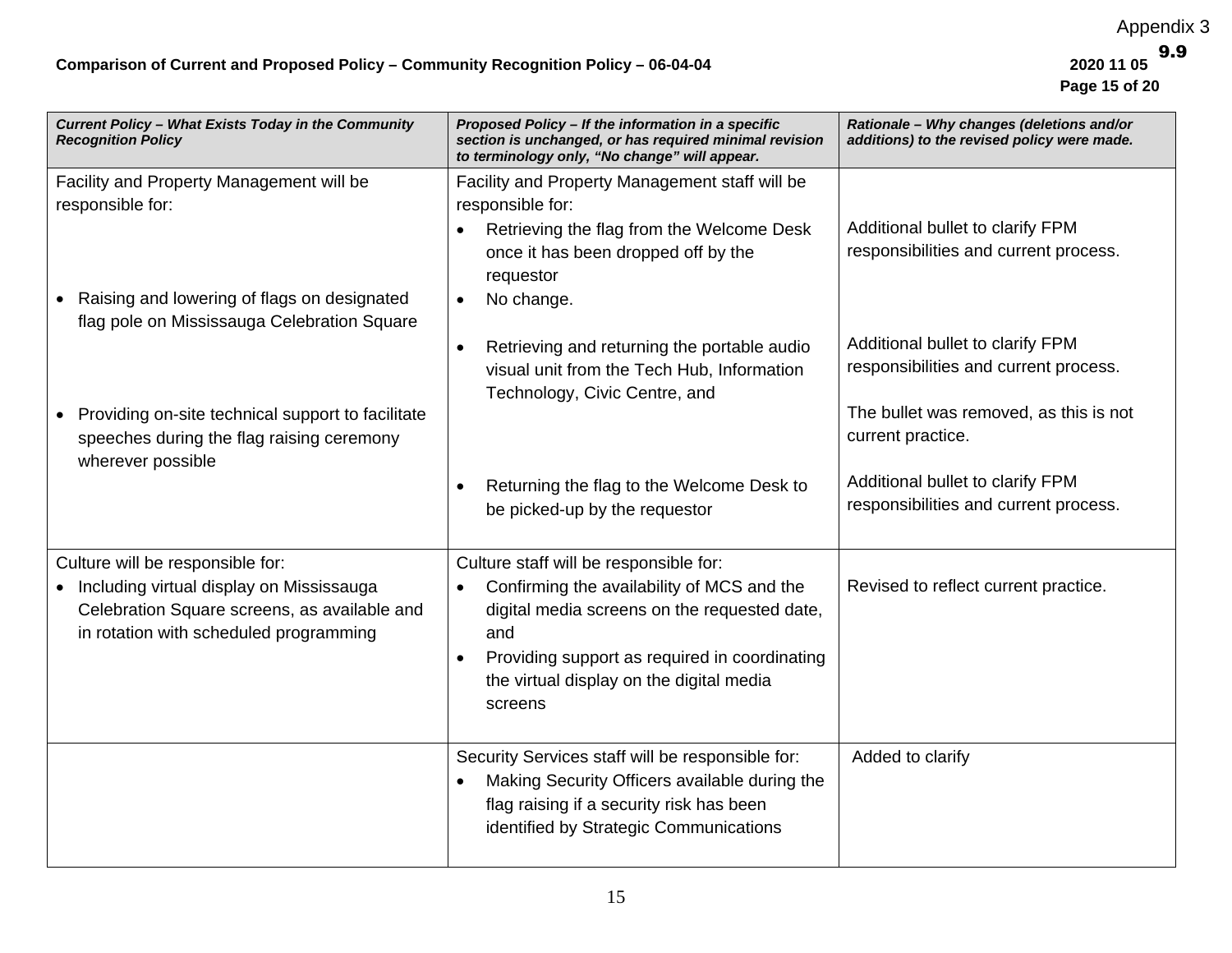| *Current Policy – What Exists Today in the Community Recognition Policy* | *Proposed Policy – If the information in a specific section is unchanged, or has required minimal revision to terminology only, "No change" will appear.* | *Rationale – Why changes (deletions and/or additions) to the revised policy were made.* |
|---|---|---|
| Facility and Property Management will be responsible for: | Facility and Property Management staff will be responsible for: | |
| | • Retrieving the flag from the Welcome Desk once it has been dropped off by the requestor | Additional bullet to clarify FPM responsibilities and current process. |
| • Raising and lowering of flags on designated flag pole on Mississauga Celebration Square | • No change. | |
| | • Retrieving and returning the portable audio visual unit from the Tech Hub, Information Technology, Civic Centre, and | Additional bullet to clarify FPM responsibilities and current process. |
| • Providing on-site technical support to facilitate speeches during the flag raising ceremony wherever possible | | The bullet was removed, as this is not current practice. |
| | • Returning the flag to the Welcome Desk to be picked-up by the requestor | Additional bullet to clarify FPM responsibilities and current process. |
| Culture will be responsible for:<br>• Including virtual display on Mississauga Celebration Square screens, as available and in rotation with scheduled programming | Culture staff will be responsible for:<br>• Confirming the availability of MCS and the digital media screens on the requested date, and<br>• Providing support as required in coordinating the virtual display on the digital media screens | Revised to reflect current practice. |
| | Security Services staff will be responsible for:<br>• Making Security Officers available during the flag raising if a security risk has been identified by Strategic Communications | Added to clarify |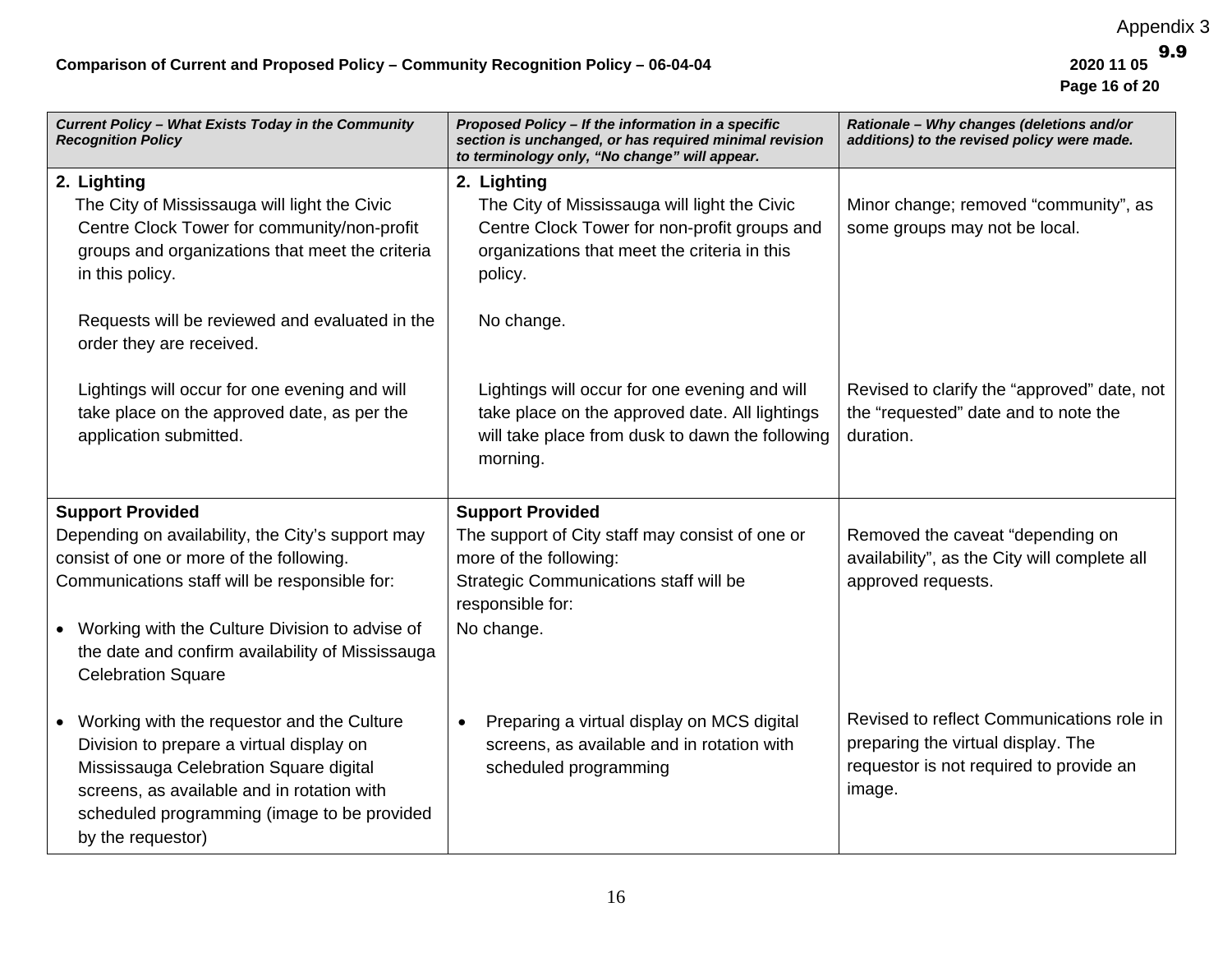Appendix 3

9.9

**Comparison of Current and Proposed Policy – Community Recognition Policy – 06-04-04**

**2020 11 05**

| *Current Policy – What Exists Today in the Community Recognition Policy* | *Proposed Policy – If the information in a specific section is unchanged, or has required minimal revision to terminology only, "No change" will appear.* | *Rationale – Why changes (deletions and/or additions) to the revised policy were made.* |
|---|---|---|
| **2. Lighting**<br>The City of Mississauga will light the Civic Centre Clock Tower for community/non-profit groups and organizations that meet the criteria in this policy. | **2. Lighting**<br>The City of Mississauga will light the Civic Centre Clock Tower for non-profit groups and organizations that meet the criteria in this policy. | Minor change; removed "community", as some groups may not be local. |
| Requests will be reviewed and evaluated in the order they are received. | No change. | |
| Lightings will occur for one evening and will take place on the approved date, as per the application submitted. | Lightings will occur for one evening and will take place on the approved date. All lightings will take place from dusk to dawn the following morning. | Revised to clarify the "approved" date, not the "requested" date and to note the duration. |
| **Support Provided**<br>Depending on availability, the City's support may consist of one or more of the following.<br>Communications staff will be responsible for: | **Support Provided**<br>The support of City staff may consist of one or more of the following:<br>Strategic Communications staff will be responsible for: | Removed the caveat "depending on availability", as the City will complete all approved requests. |
| • Working with the Culture Division to advise of the date and confirm availability of Mississauga Celebration Square | No change. | |
| • Working with the requestor and the Culture Division to prepare a virtual display on Mississauga Celebration Square digital screens, as available and in rotation with scheduled programming (image to be provided by the requestor) | • Preparing a virtual display on MCS digital screens, as available and in rotation with scheduled programming | Revised to reflect Communications role in preparing the virtual display. The requestor is not required to provide an image. |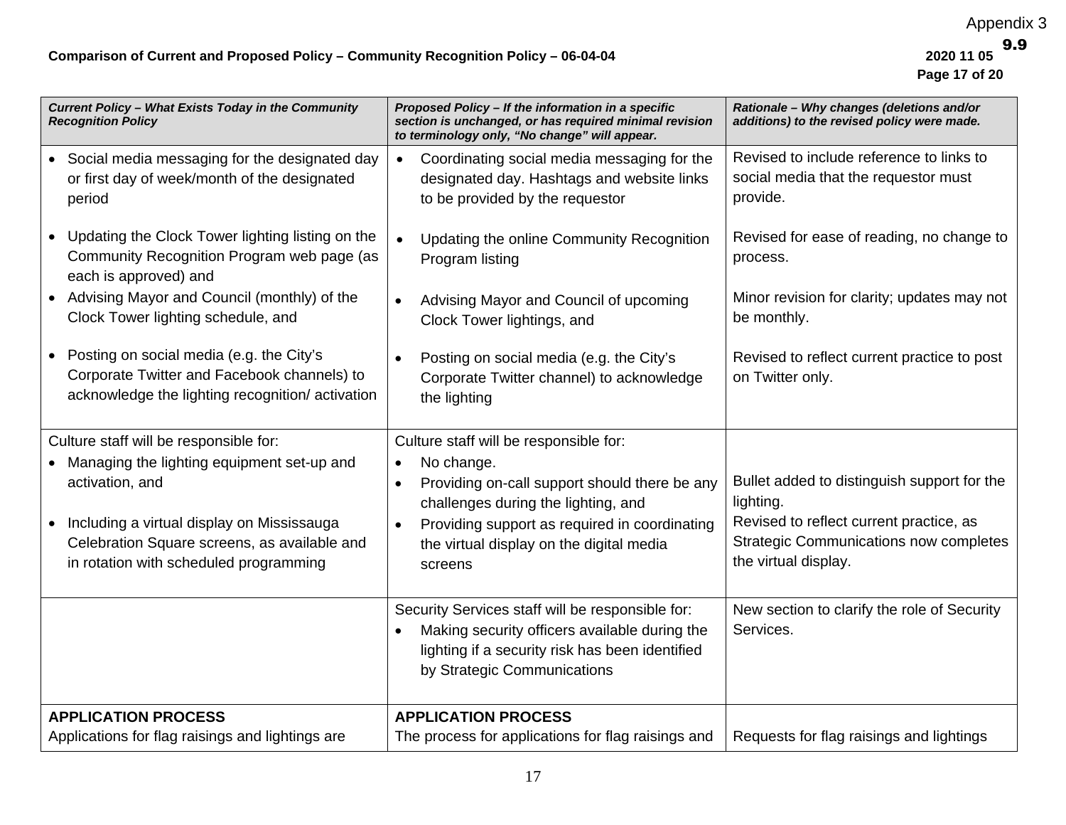| *Current Policy – What Exists Today in the Community Recognition Policy* | *Proposed Policy – If the information in a specific section is unchanged, or has required minimal revision to terminology only, "No change" will appear.* | *Rationale – Why changes (deletions and/or additions) to the revised policy were made.* |
|---|---|---|
| • Social media messaging for the designated day or first day of week/month of the designated period<br>• Updating the Clock Tower lighting listing on the Community Recognition Program web page (as each is approved) and<br>• Advising Mayor and Council (monthly) of the Clock Tower lighting schedule, and<br>• Posting on social media (e.g. the City's Corporate Twitter and Facebook channels) to acknowledge the lighting recognition/ activation | • Coordinating social media messaging for the designated day. Hashtags and website links to be provided by the requestor<br>• Updating the online Community Recognition Program listing<br>• Advising Mayor and Council of upcoming Clock Tower lightings, and<br>• Posting on social media (e.g. the City's Corporate Twitter channel) to acknowledge the lighting | Revised to include reference to links to social media that the requestor must provide.<br>Revised for ease of reading, no change to process.<br>Minor revision for clarity; updates may not be monthly.<br>Revised to reflect current practice to post on Twitter only. |
| Culture staff will be responsible for:<br>• Managing the lighting equipment set-up and activation, and<br>• Including a virtual display on Mississauga Celebration Square screens, as available and in rotation with scheduled programming | Culture staff will be responsible for:<br>• No change.<br>• Providing on-call support should there be any challenges during the lighting, and<br>• Providing support as required in coordinating the virtual display on the digital media screens | Bullet added to distinguish support for the lighting.<br>Revised to reflect current practice, as Strategic Communications now completes the virtual display. |
| | Security Services staff will be responsible for:<br>• Making security officers available during the lighting if a security risk has been identified by Strategic Communications | New section to clarify the role of Security Services. |
| **APPLICATION PROCESS**<br>Applications for flag raisings and lightings are | **APPLICATION PROCESS**<br>The process for applications for flag raisings and | Requests for flag raisings and lightings |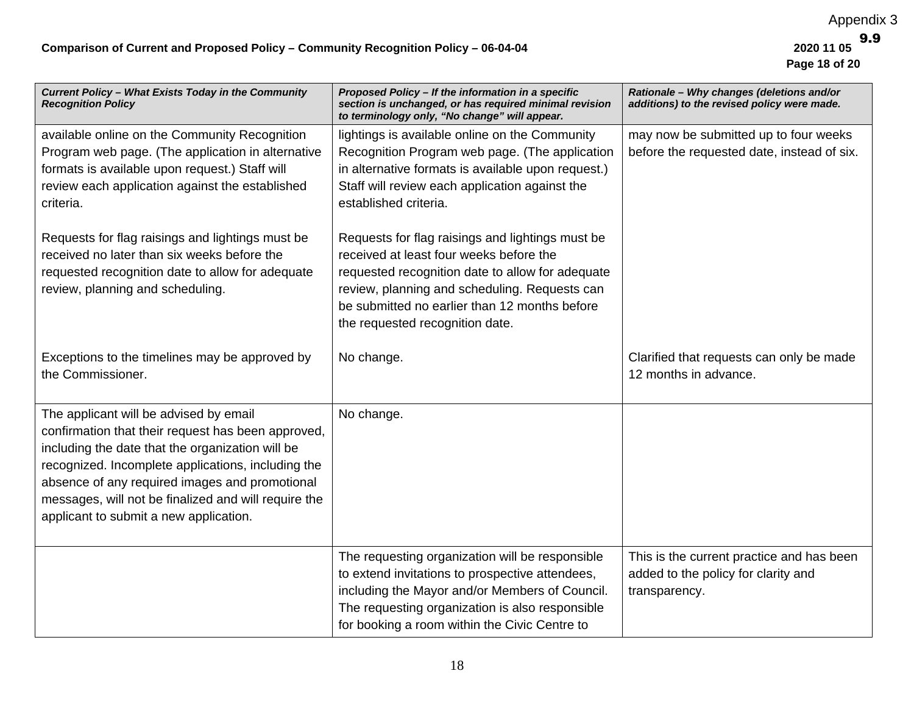Appendix 3

9.9

**Comparison of Current and Proposed Policy – Community Recognition Policy – 06-04-04** **2020 11 05**

| *Current Policy – What Exists Today in the Community Recognition Policy* | *Proposed Policy – If the information in a specific section is unchanged, or has required minimal revision to terminology only, "No change" will appear.* | *Rationale – Why changes (deletions and/or additions) to the revised policy were made.* |
|---|---|---|
| available online on the Community Recognition Program web page. (The application in alternative formats is available upon request.) Staff will review each application against the established criteria.<br><br>Requests for flag raisings and lightings must be received no later than six weeks before the requested recognition date to allow for adequate review, planning and scheduling.<br><br>Exceptions to the timelines may be approved by the Commissioner. | lightings is available online on the Community Recognition Program web page. (The application in alternative formats is available upon request.) Staff will review each application against the established criteria.<br><br>Requests for flag raisings and lightings must be received at least four weeks before the requested recognition date to allow for adequate review, planning and scheduling. Requests can be submitted no earlier than 12 months before the requested recognition date.<br><br>No change. | may now be submitted up to four weeks before the requested date, instead of six.<br><br>Clarified that requests can only be made 12 months in advance. |
| The applicant will be advised by email confirmation that their request has been approved, including the date that the organization will be recognized. Incomplete applications, including the absence of any required images and promotional messages, will not be finalized and will require the applicant to submit a new application. | No change. | |
| | The requesting organization will be responsible to extend invitations to prospective attendees, including the Mayor and/or Members of Council. The requesting organization is also responsible for booking a room within the Civic Centre to | This is the current practice and has been added to the policy for clarity and transparency. |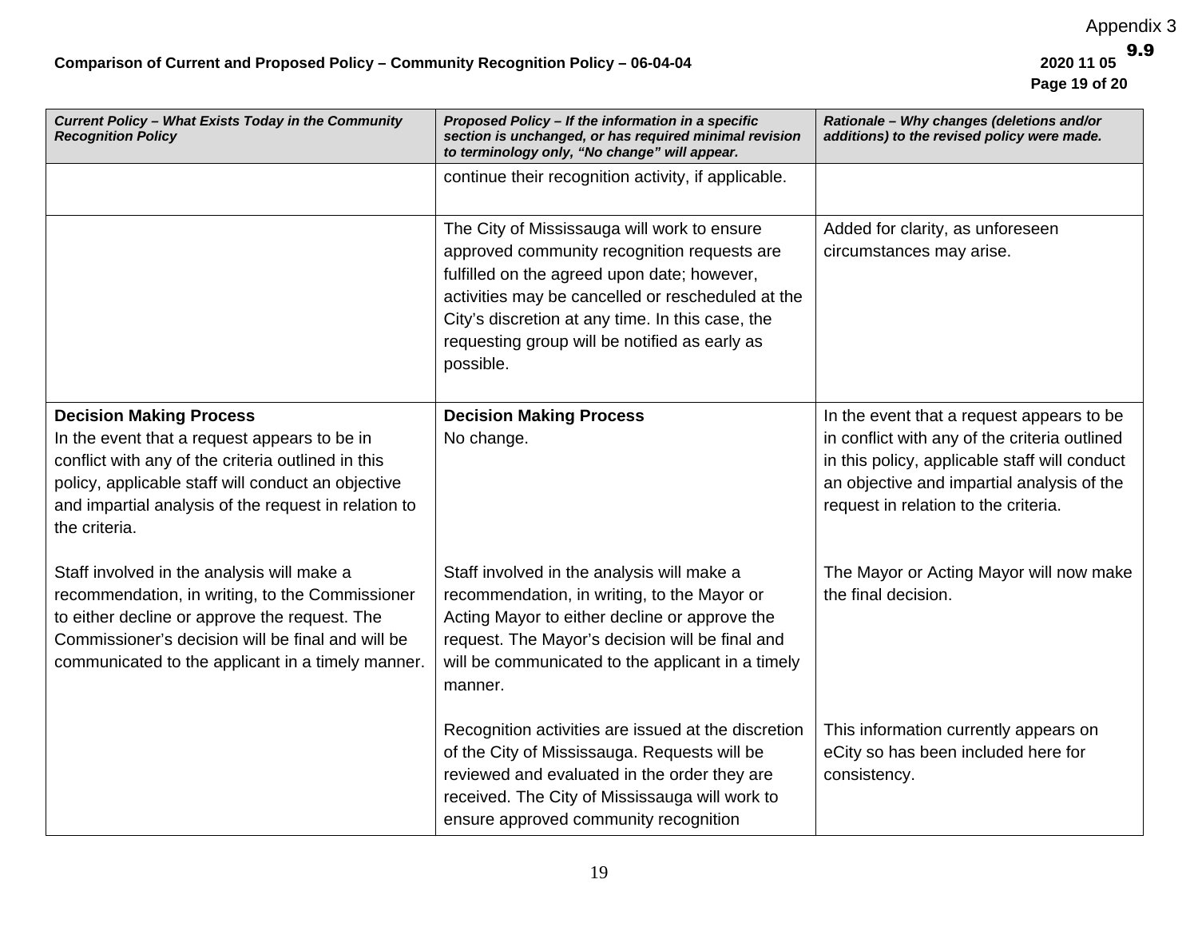| *Current Policy – What Exists Today in the Community Recognition Policy* | *Proposed Policy – If the information in a specific section is unchanged, or has required minimal revision to terminology only, "No change" will appear.* | *Rationale – Why changes (deletions and/or additions) to the revised policy were made.* |
|---|---|---|
| | continue their recognition activity, if applicable. | |
| | The City of Mississauga will work to ensure approved community recognition requests are fulfilled on the agreed upon date; however, activities may be cancelled or rescheduled at the City's discretion at any time. In this case, the requesting group will be notified as early as possible. | Added for clarity, as unforeseen circumstances may arise. |
| **Decision Making Process**<br>In the event that a request appears to be in conflict with any of the criteria outlined in this policy, applicable staff will conduct an objective and impartial analysis of the request in relation to the criteria.<br><br>Staff involved in the analysis will make a recommendation, in writing, to the Commissioner to either decline or approve the request. The Commissioner's decision will be final and will be communicated to the applicant in a timely manner. | **Decision Making Process**<br>No change.<br><br>Staff involved in the analysis will make a recommendation, in writing, to the Mayor or Acting Mayor to either decline or approve the request. The Mayor's decision will be final and will be communicated to the applicant in a timely manner.<br><br>Recognition activities are issued at the discretion of the City of Mississauga. Requests will be reviewed and evaluated in the order they are received. The City of Mississauga will work to ensure approved community recognition | In the event that a request appears to be in conflict with any of the criteria outlined in this policy, applicable staff will conduct an objective and impartial analysis of the request in relation to the criteria.<br><br>The Mayor or Acting Mayor will now make the final decision.<br><br>This information currently appears on eCity so has been included here for consistency. |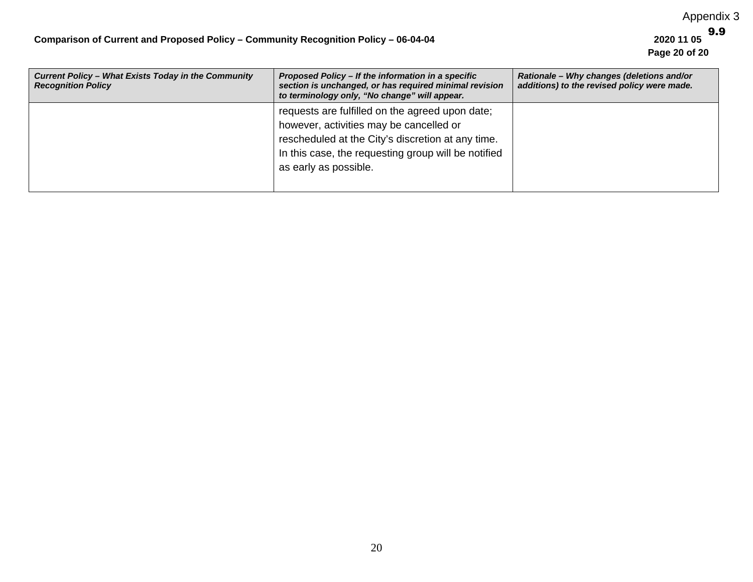| *Current Policy – What Exists Today in the Community Recognition Policy* | *Proposed Policy – If the information in a specific section is unchanged, or has required minimal revision to terminology only, "No change" will appear.* | *Rationale – Why changes (deletions and/or additions) to the revised policy were made.* |
|---|---|---|
| | requests are fulfilled on the agreed upon date; however, activities may be cancelled or rescheduled at the City's discretion at any time. In this case, the requesting group will be notified as early as possible. | |